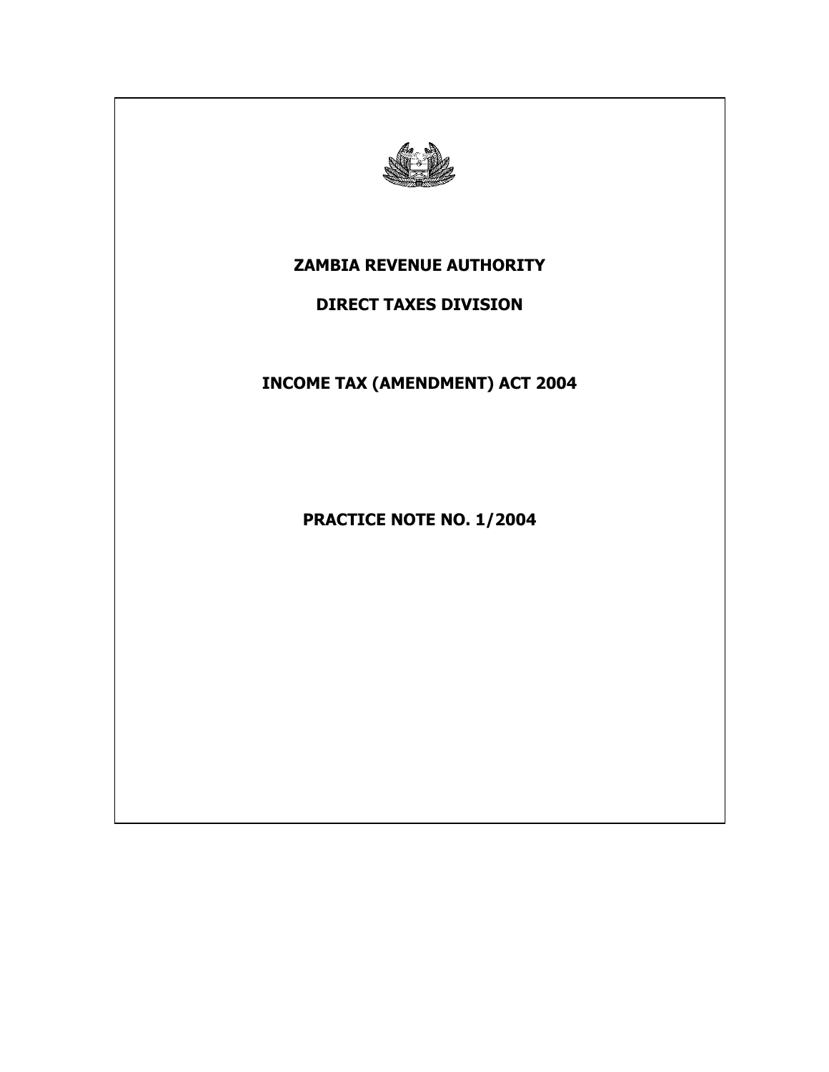# ZAMBIA REVENUE AUTHORITY

## DIRECT TAXES DIVISION

## INCOME TAX (AMENDMENT) ACT 2004

## PRACTICE NOTE NO. 1/2004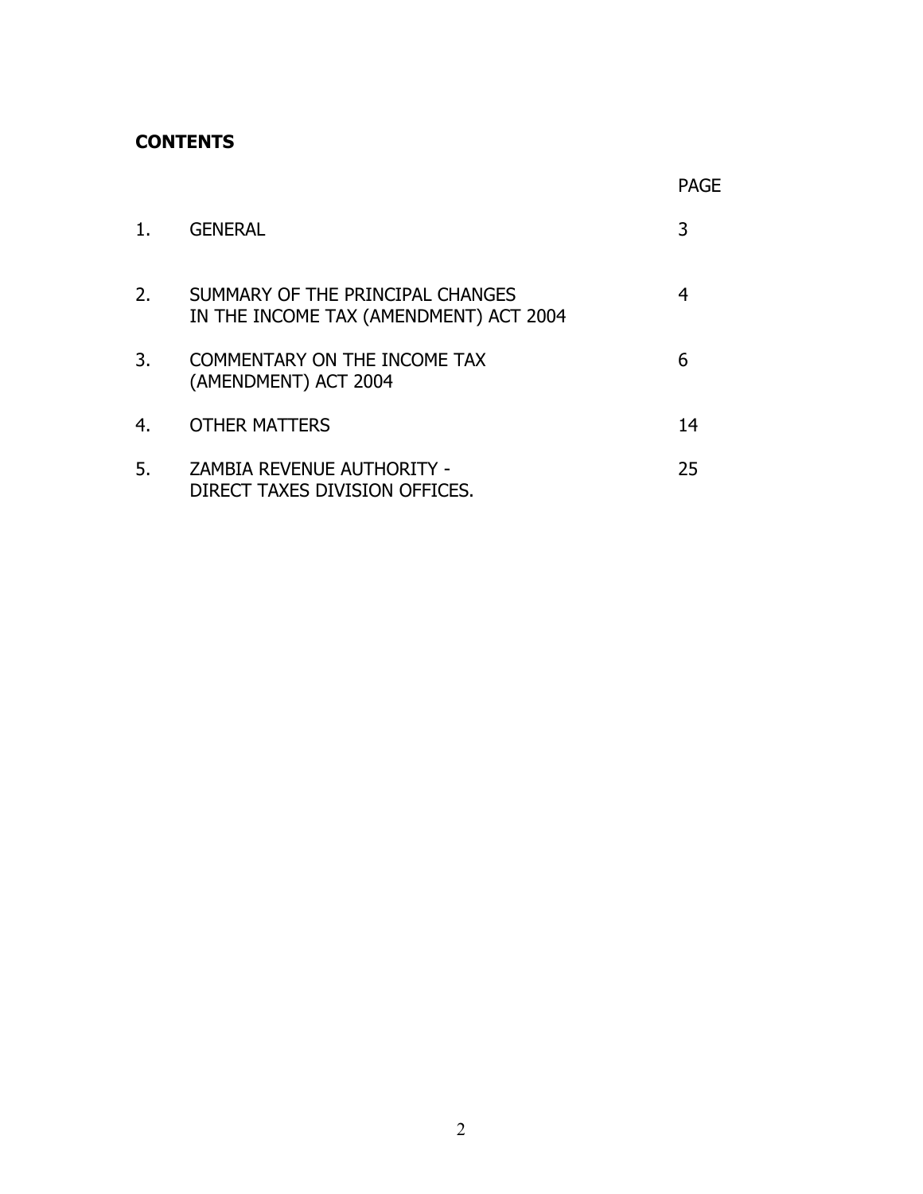**CONTENTS**

| | | PAGE |
|---|---|---|
| 1. | GENERAL | 3 |
| 2. | SUMMARY OF THE PRINCIPAL CHANGES IN THE INCOME TAX (AMENDMENT) ACT 2004 | 4 |
| 3. | COMMENTARY ON THE INCOME TAX (AMENDMENT) ACT 2004 | 6 |
| 4. | OTHER MATTERS | 14 |
| 5. | ZAMBIA REVENUE AUTHORITY - DIRECT TAXES DIVISION OFFICES. | 25 |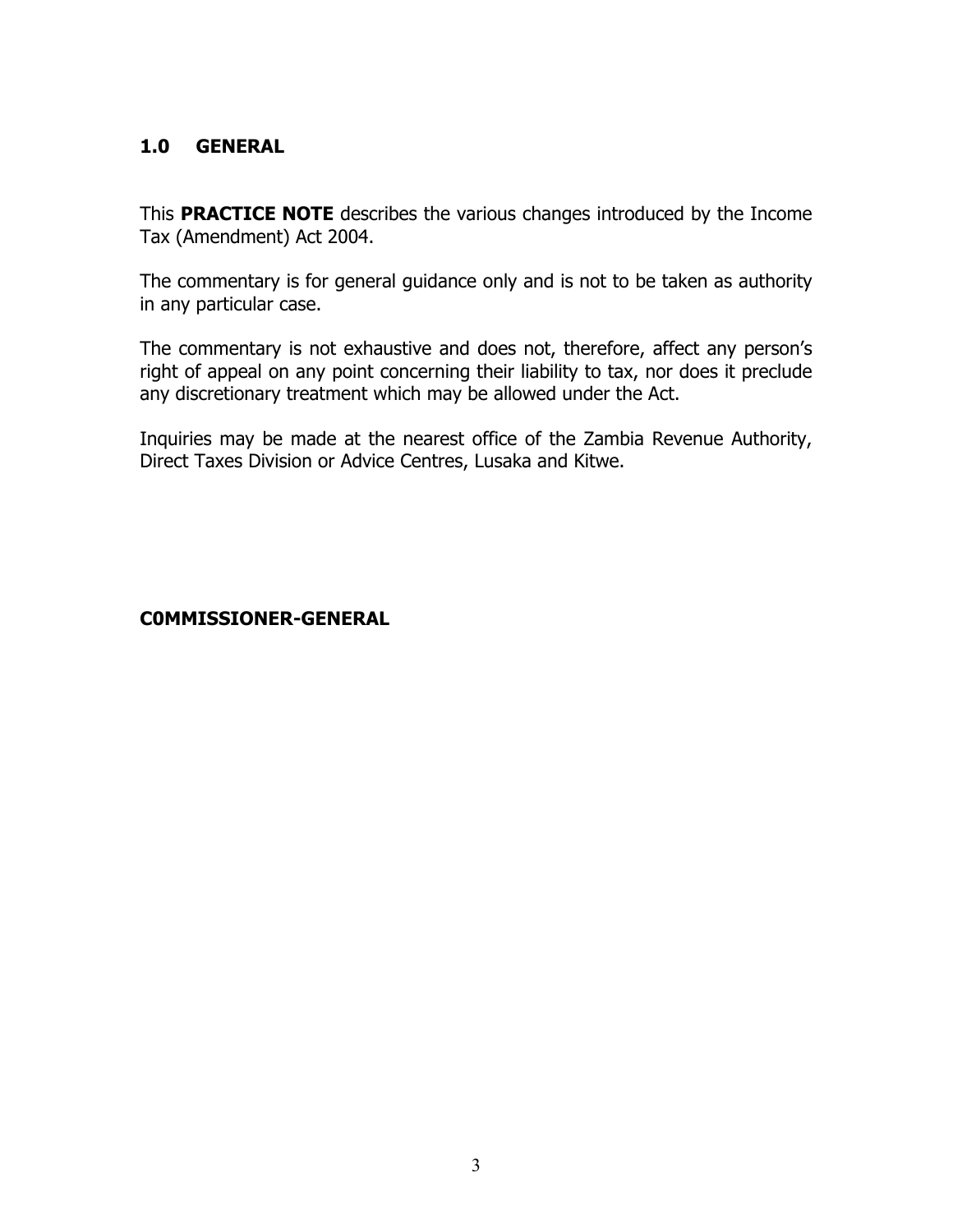## 1.0 GENERAL

This **PRACTICE NOTE** describes the various changes introduced by the Income Tax (Amendment) Act 2004.

The commentary is for general guidance only and is not to be taken as authority in any particular case.

The commentary is not exhaustive and does not, therefore, affect any person's right of appeal on any point concerning their liability to tax, nor does it preclude any discretionary treatment which may be allowed under the Act.

Inquiries may be made at the nearest office of the Zambia Revenue Authority, Direct Taxes Division or Advice Centres, Lusaka and Kitwe.

**C0MMISSIONER-GENERAL**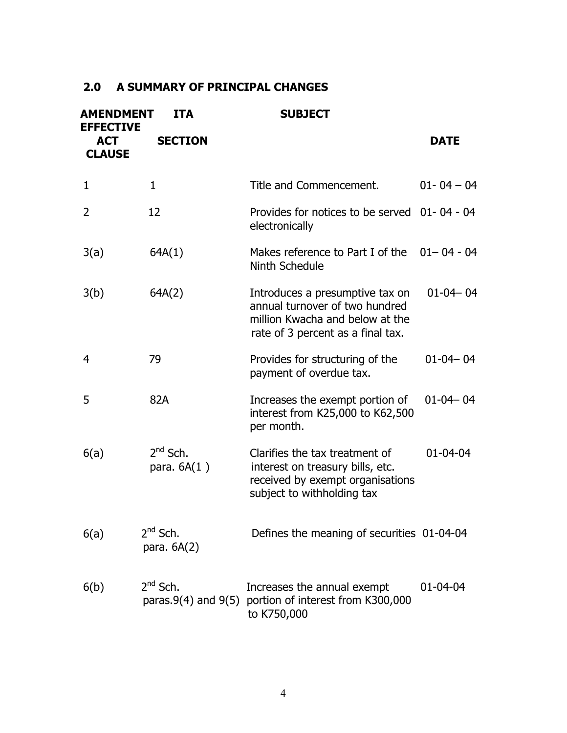## 2.0 A SUMMARY OF PRINCIPAL CHANGES

| AMENDMENT ACT CLAUSE | ITA SECTION | SUBJECT | EFFECTIVE DATE |
|---|---|---|---|
| 1 | 1 | Title and Commencement. | 01- 04 – 04 |
| 2 | 12 | Provides for notices to be served electronically | 01- 04 - 04 |
| 3(a) | 64A(1) | Makes reference to Part I of the Ninth Schedule | 01– 04 - 04 |
| 3(b) | 64A(2) | Introduces a presumptive tax on annual turnover of two hundred million Kwacha and below at the rate of 3 percent as a final tax. | 01-04– 04 |
| 4 | 79 | Provides for structuring of the payment of overdue tax. | 01-04– 04 |
| 5 | 82A | Increases the exempt portion of interest from K25,000 to K62,500 per month. | 01-04– 04 |
| 6(a) | 2nd Sch. para. 6A(1 ) | Clarifies the tax treatment of interest on treasury bills, etc. received by exempt organisations subject to withholding tax | 01-04-04 |
| 6(a) | 2nd Sch. para. 6A(2) | Defines the meaning of securities | 01-04-04 |
| 6(b) | 2nd Sch. paras.9(4) and 9(5) | Increases the annual exempt portion of interest from K300,000 to K750,000 | 01-04-04 |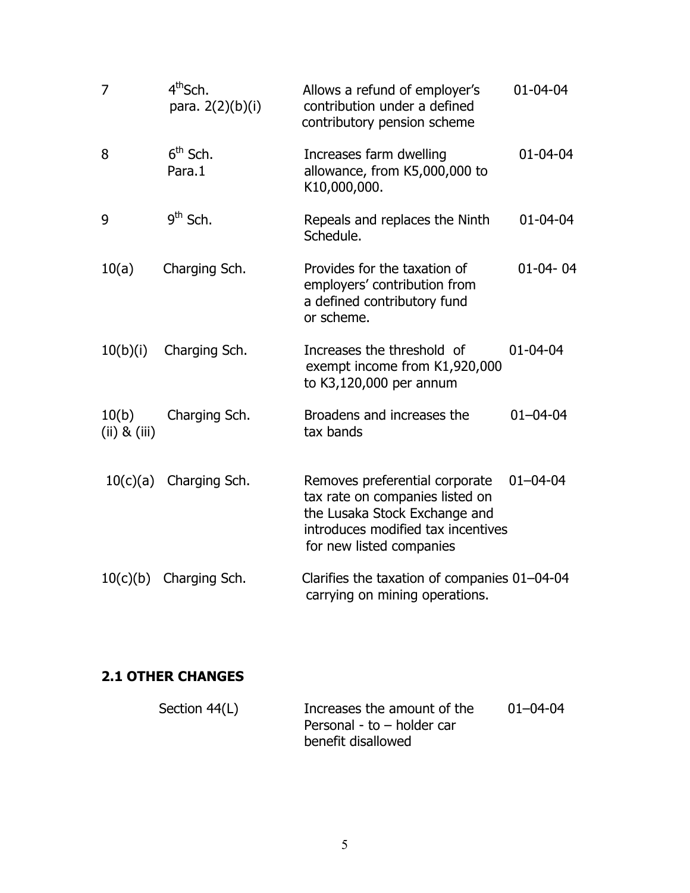| | | | |
|---|---|---|---|
| 7 | 4th Sch. para. 2(2)(b)(i) | Allows a refund of employer's contribution under a defined contributory pension scheme | 01-04-04 |
| 8 | 6th Sch. Para.1 | Increases farm dwelling allowance, from K5,000,000 to K10,000,000. | 01-04-04 |
| 9 | 9th Sch. | Repeals and replaces the Ninth Schedule. | 01-04-04 |
| 10(a) | Charging Sch. | Provides for the taxation of employers' contribution from a defined contributory fund or scheme. | 01-04- 04 |
| 10(b)(i) | Charging Sch. | Increases the threshold of exempt income from K1,920,000 to K3,120,000 per annum | 01-04-04 |
| 10(b) (ii) & (iii) | Charging Sch. | Broadens and increases the tax bands | 01–04-04 |
| 10(c)(a) | Charging Sch. | Removes preferential corporate tax rate on companies listed on the Lusaka Stock Exchange and introduces modified tax incentives for new listed companies | 01–04-04 |
| 10(c)(b) | Charging Sch. | Clarifies the taxation of companies carrying on mining operations. | 01–04-04 |

**2.1 OTHER CHANGES**

| | | |
|---|---|---|
| Section 44(L) | Increases the amount of the Personal - to – holder car benefit disallowed | 01–04-04 |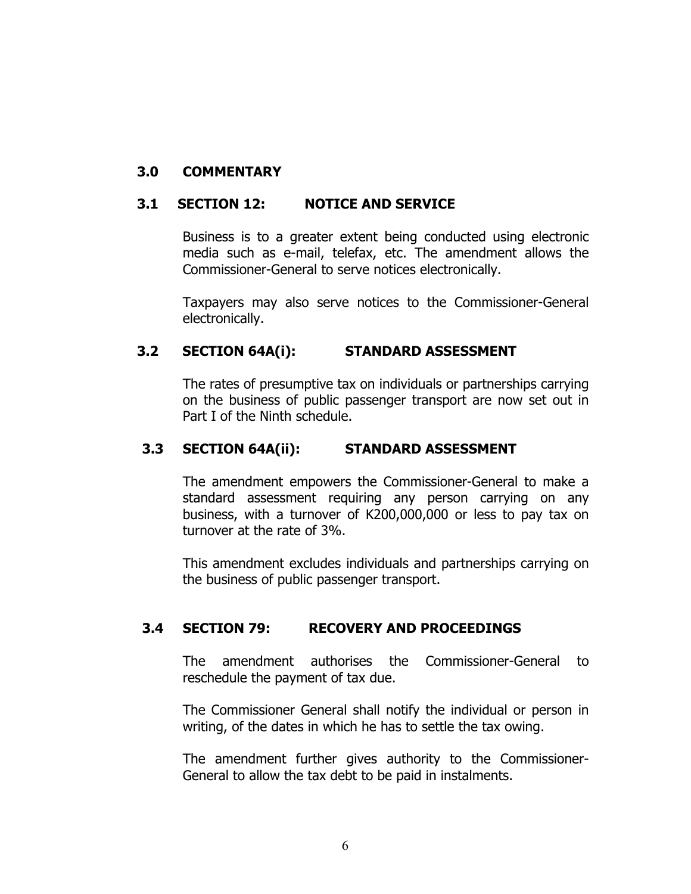## 3.0 COMMENTARY

### 3.1 SECTION 12: NOTICE AND SERVICE

Business is to a greater extent being conducted using electronic media such as e-mail, telefax, etc. The amendment allows the Commissioner-General to serve notices electronically.

Taxpayers may also serve notices to the Commissioner-General electronically.

### 3.2 SECTION 64A(i): STANDARD ASSESSMENT

The rates of presumptive tax on individuals or partnerships carrying on the business of public passenger transport are now set out in Part I of the Ninth schedule.

### 3.3 SECTION 64A(ii): STANDARD ASSESSMENT

The amendment empowers the Commissioner-General to make a standard assessment requiring any person carrying on any business, with a turnover of K200,000,000 or less to pay tax on turnover at the rate of 3%.

This amendment excludes individuals and partnerships carrying on the business of public passenger transport.

### 3.4 SECTION 79: RECOVERY AND PROCEEDINGS

The amendment authorises the Commissioner-General to reschedule the payment of tax due.

The Commissioner General shall notify the individual or person in writing, of the dates in which he has to settle the tax owing.

The amendment further gives authority to the Commissioner-General to allow the tax debt to be paid in instalments.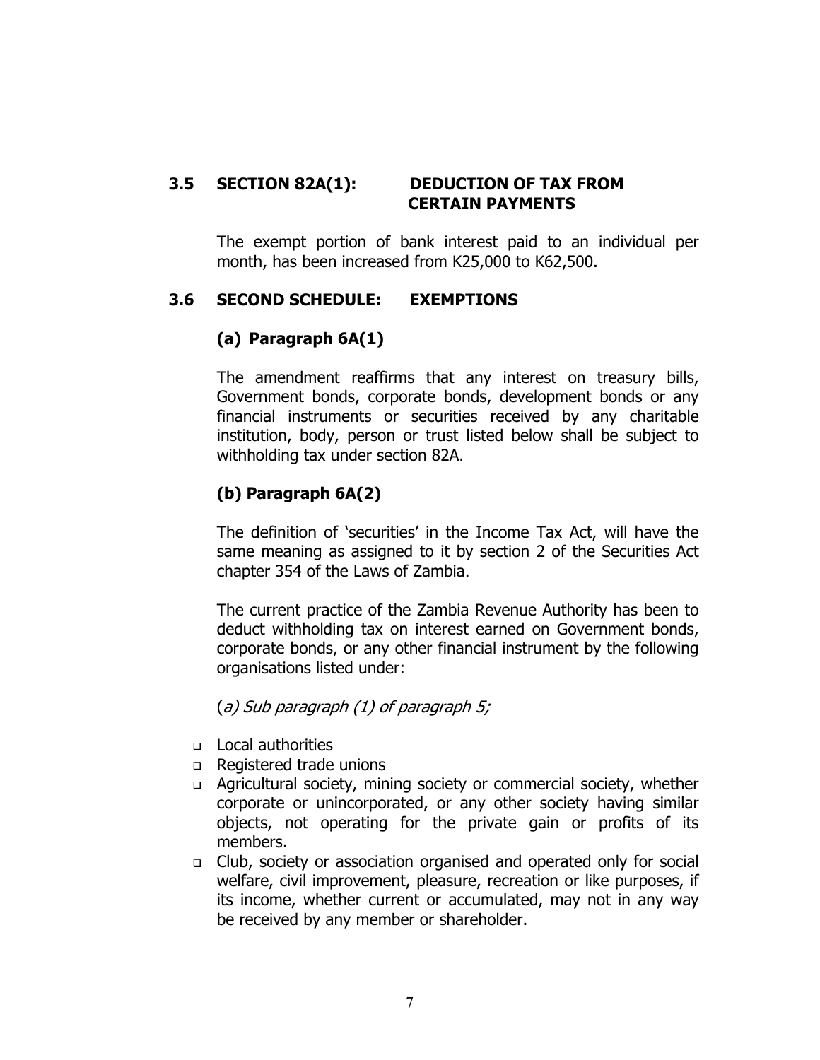### 3.5 SECTION 82A(1): DEDUCTION OF TAX FROM CERTAIN PAYMENTS

The exempt portion of bank interest paid to an individual per month, has been increased from K25,000 to K62,500.

### 3.6 SECOND SCHEDULE: EXEMPTIONS

#### (a) Paragraph 6A(1)

The amendment reaffirms that any interest on treasury bills, Government bonds, corporate bonds, development bonds or any financial instruments or securities received by any charitable institution, body, person or trust listed below shall be subject to withholding tax under section 82A.

#### (b) Paragraph 6A(2)

The definition of 'securities' in the Income Tax Act, will have the same meaning as assigned to it by section 2 of the Securities Act chapter 354 of the Laws of Zambia.

The current practice of the Zambia Revenue Authority has been to deduct withholding tax on interest earned on Government bonds, corporate bonds, or any other financial instrument by the following organisations listed under:

(*a) Sub paragraph (1) of paragraph 5;*

- Local authorities
- Registered trade unions
- Agricultural society, mining society or commercial society, whether corporate or unincorporated, or any other society having similar objects, not operating for the private gain or profits of its members.
- Club, society or association organised and operated only for social welfare, civil improvement, pleasure, recreation or like purposes, if its income, whether current or accumulated, may not in any way be received by any member or shareholder.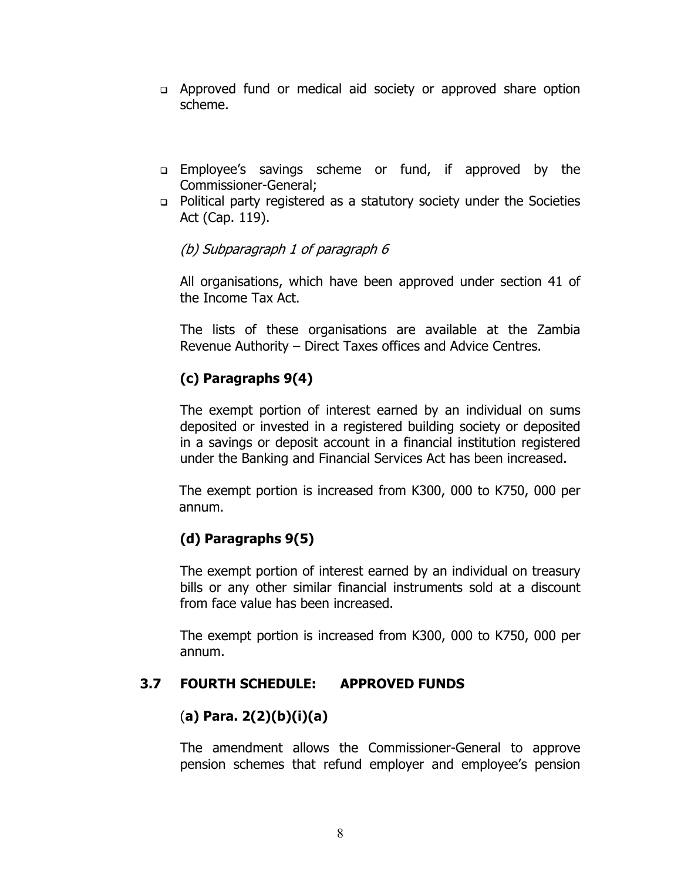- Approved fund or medical aid society or approved share option scheme.

- Employee's savings scheme or fund, if approved by the Commissioner-General;
- Political party registered as a statutory society under the Societies Act (Cap. 119).

*(b) Subparagraph 1 of paragraph 6*

All organisations, which have been approved under section 41 of the Income Tax Act.

The lists of these organisations are available at the Zambia Revenue Authority – Direct Taxes offices and Advice Centres.

**(c) Paragraphs 9(4)**

The exempt portion of interest earned by an individual on sums deposited or invested in a registered building society or deposited in a savings or deposit account in a financial institution registered under the Banking and Financial Services Act has been increased.

The exempt portion is increased from K300, 000 to K750, 000 per annum.

**(d) Paragraphs 9(5)**

The exempt portion of interest earned by an individual on treasury bills or any other similar financial instruments sold at a discount from face value has been increased.

The exempt portion is increased from K300, 000 to K750, 000 per annum.

## 3.7 FOURTH SCHEDULE: APPROVED FUNDS

**(a) Para. 2(2)(b)(i)(a)**

The amendment allows the Commissioner-General to approve pension schemes that refund employer and employee's pension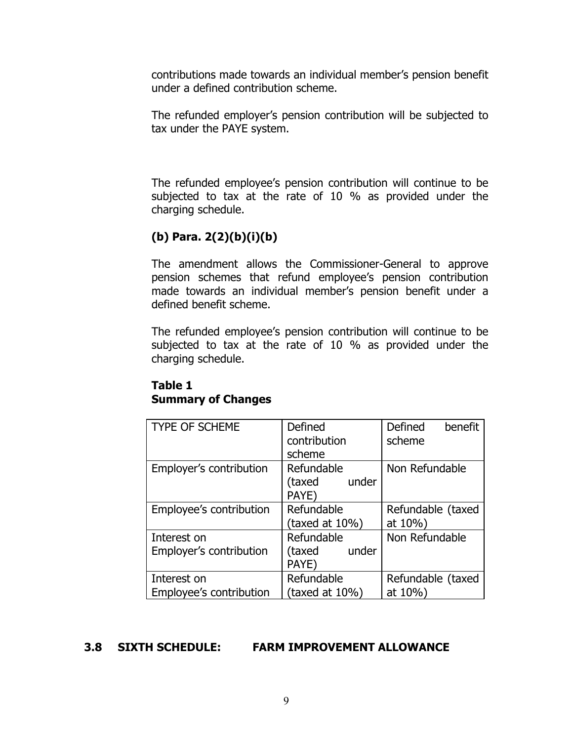contributions made towards an individual member's pension benefit under a defined contribution scheme.

The refunded employer's pension contribution will be subjected to tax under the PAYE system.

The refunded employee's pension contribution will continue to be subjected to tax at the rate of 10 % as provided under the charging schedule.

### (b) Para. 2(2)(b)(i)(b)

The amendment allows the Commissioner-General to approve pension schemes that refund employee's pension contribution made towards an individual member's pension benefit under a defined benefit scheme.

The refunded employee's pension contribution will continue to be subjected to tax at the rate of 10 % as provided under the charging schedule.

**Table 1**
**Summary of Changes**

| TYPE OF SCHEME | Defined contribution scheme | Defined benefit scheme |
|---|---|---|
| Employer's contribution | Refundable (taxed under PAYE) | Non Refundable |
| Employee's contribution | Refundable (taxed at 10%) | Refundable (taxed at 10%) |
| Interest on Employer's contribution | Refundable (taxed under PAYE) | Non Refundable |
| Interest on Employee's contribution | Refundable (taxed at 10%) | Refundable (taxed at 10%) |

## 3.8 SIXTH SCHEDULE: FARM IMPROVEMENT ALLOWANCE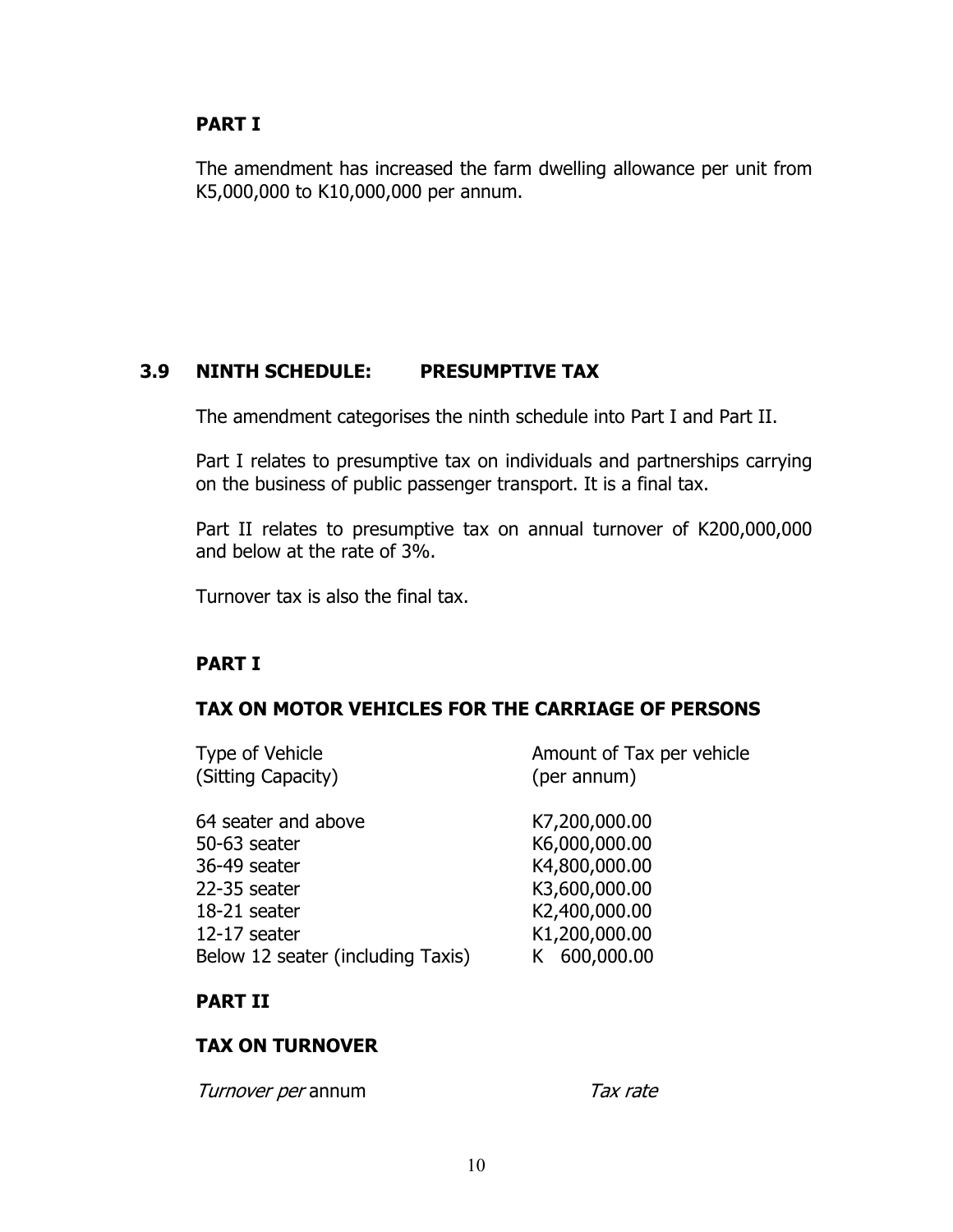**PART I**

The amendment has increased the farm dwelling allowance per unit from K5,000,000 to K10,000,000 per annum.

## 3.9 NINTH SCHEDULE: PRESUMPTIVE TAX

The amendment categorises the ninth schedule into Part I and Part II.

Part I relates to presumptive tax on individuals and partnerships carrying on the business of public passenger transport. It is a final tax.

Part II relates to presumptive tax on annual turnover of K200,000,000 and below at the rate of 3%.

Turnover tax is also the final tax.

**PART I**

**TAX ON MOTOR VEHICLES FOR THE CARRIAGE OF PERSONS**

| Type of Vehicle (Sitting Capacity) | Amount of Tax per vehicle (per annum) |
|---|---|
| 64 seater and above | K7,200,000.00 |
| 50-63 seater | K6,000,000.00 |
| 36-49 seater | K4,800,000.00 |
| 22-35 seater | K3,600,000.00 |
| 18-21 seater | K2,400,000.00 |
| 12-17 seater | K1,200,000.00 |
| Below 12 seater (including Taxis) | K 600,000.00 |

**PART II**

**TAX ON TURNOVER**

| *Turnover per* annum | *Tax rate* |
|---|---|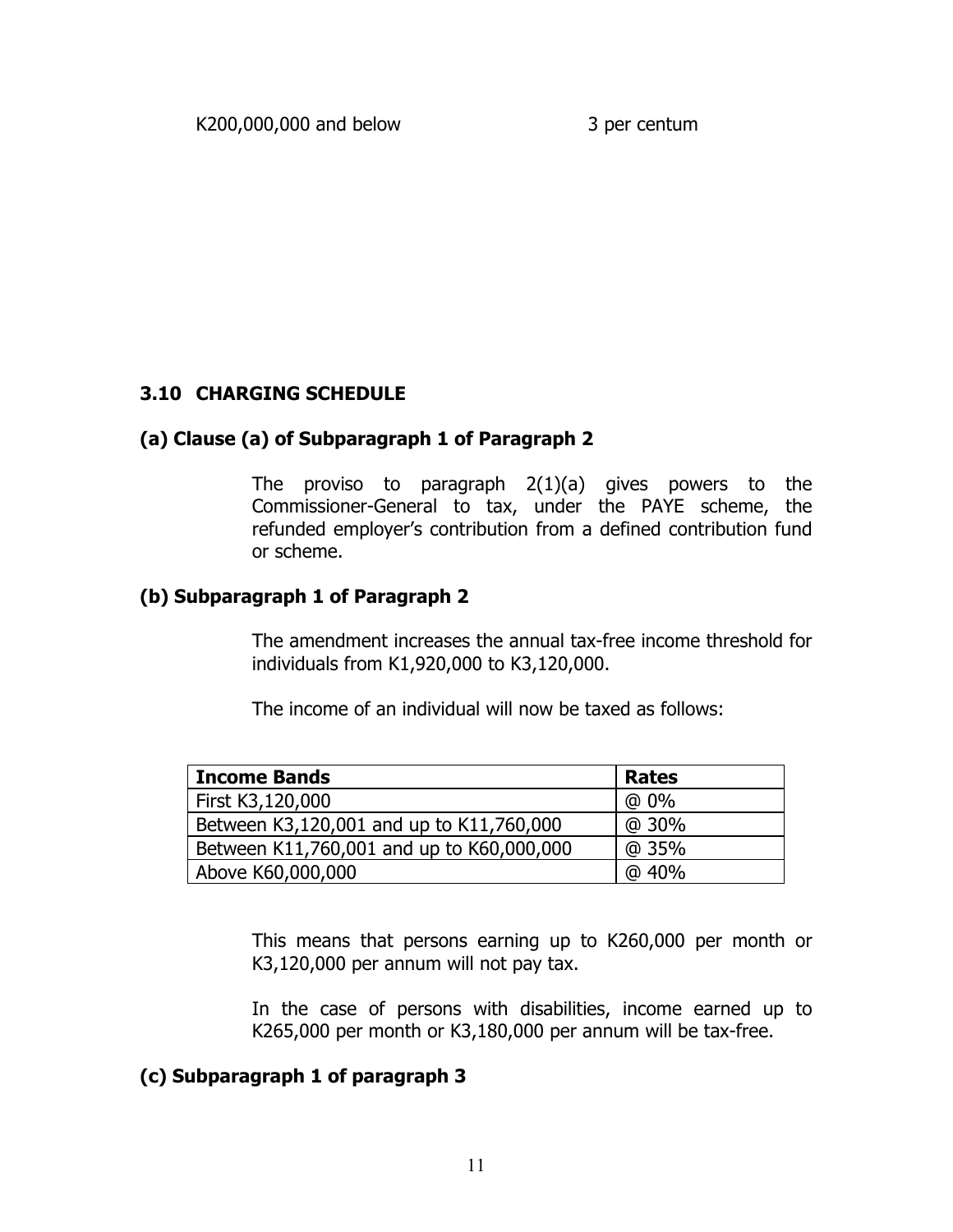K200,000,000 and below 3 per centum

## 3.10 CHARGING SCHEDULE

### (a) Clause (a) of Subparagraph 1 of Paragraph 2

The proviso to paragraph 2(1)(a) gives powers to the Commissioner-General to tax, under the PAYE scheme, the refunded employer's contribution from a defined contribution fund or scheme.

### (b) Subparagraph 1 of Paragraph 2

The amendment increases the annual tax-free income threshold for individuals from K1,920,000 to K3,120,000.

The income of an individual will now be taxed as follows:

| Income Bands | Rates |
|---|---|
| First K3,120,000 | @ 0% |
| Between K3,120,001 and up to K11,760,000 | @ 30% |
| Between K11,760,001 and up to K60,000,000 | @ 35% |
| Above K60,000,000 | @ 40% |

This means that persons earning up to K260,000 per month or K3,120,000 per annum will not pay tax.

In the case of persons with disabilities, income earned up to K265,000 per month or K3,180,000 per annum will be tax-free.

### (c) Subparagraph 1 of paragraph 3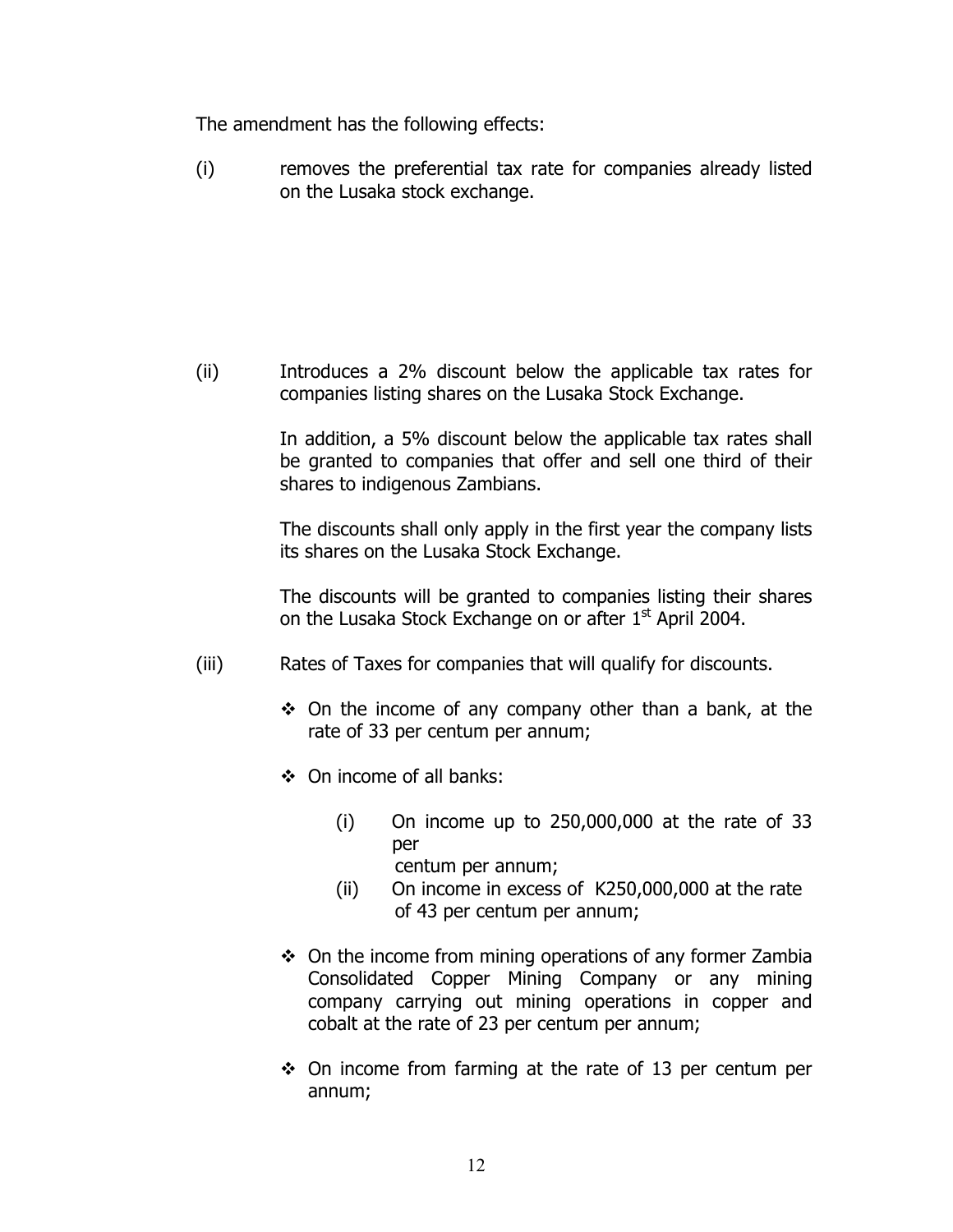The amendment has the following effects:

(i) removes the preferential tax rate for companies already listed on the Lusaka stock exchange.

(ii) Introduces a 2% discount below the applicable tax rates for companies listing shares on the Lusaka Stock Exchange.

In addition, a 5% discount below the applicable tax rates shall be granted to companies that offer and sell one third of their shares to indigenous Zambians.

The discounts shall only apply in the first year the company lists its shares on the Lusaka Stock Exchange.

The discounts will be granted to companies listing their shares on the Lusaka Stock Exchange on or after 1st April 2004.

(iii) Rates of Taxes for companies that will qualify for discounts.

- On the income of any company other than a bank, at the rate of 33 per centum per annum;
- On income of all banks:
  - (i) On income up to 250,000,000 at the rate of 33 per centum per annum;
  - (ii) On income in excess of K250,000,000 at the rate of 43 per centum per annum;
- On the income from mining operations of any former Zambia Consolidated Copper Mining Company or any mining company carrying out mining operations in copper and cobalt at the rate of 23 per centum per annum;
- On income from farming at the rate of 13 per centum per annum;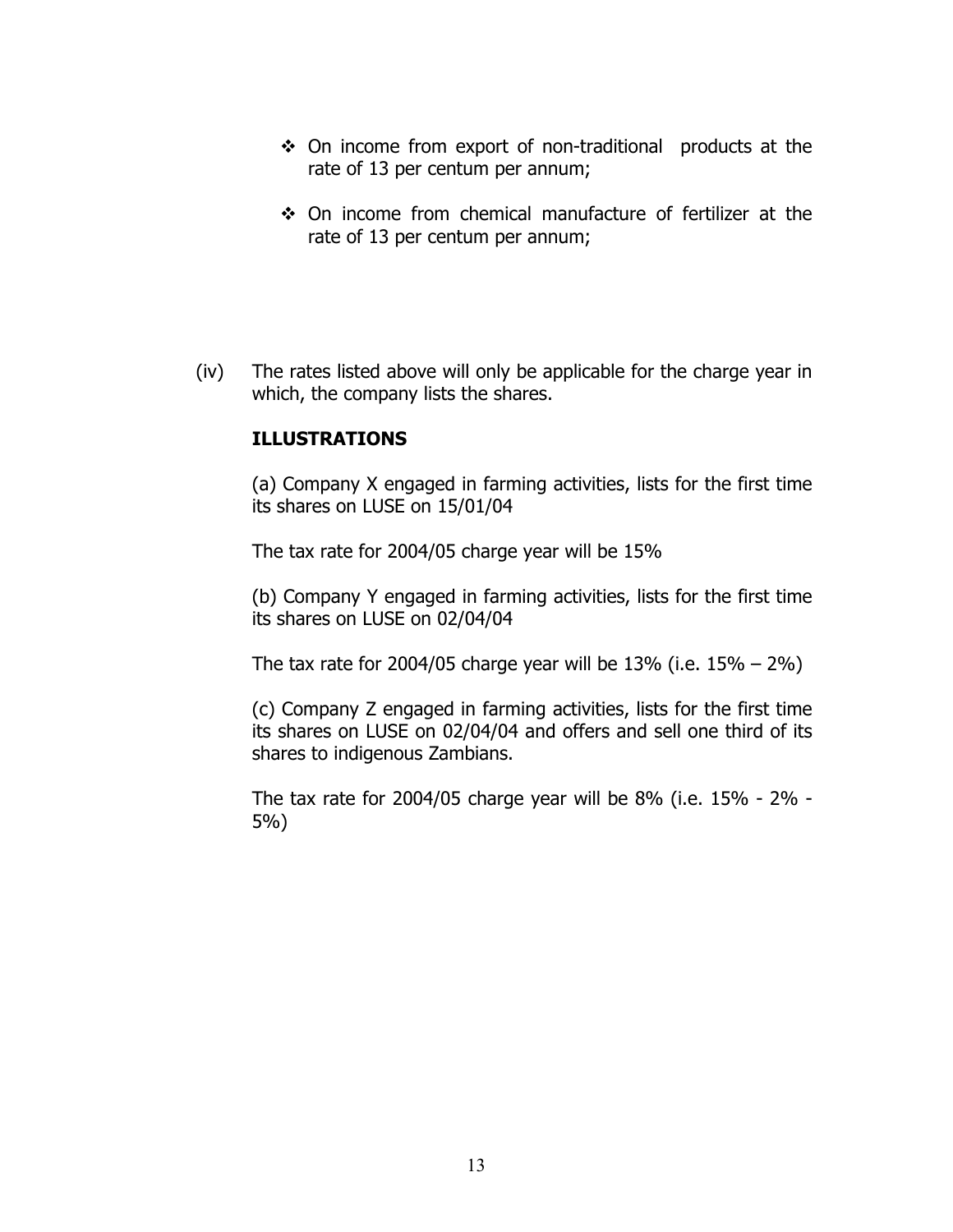- On income from export of non-traditional products at the rate of 13 per centum per annum;
- On income from chemical manufacture of fertilizer at the rate of 13 per centum per annum;

(iv) The rates listed above will only be applicable for the charge year in which, the company lists the shares.

**ILLUSTRATIONS**

(a) Company X engaged in farming activities, lists for the first time its shares on LUSE on 15/01/04

The tax rate for 2004/05 charge year will be 15%

(b) Company Y engaged in farming activities, lists for the first time its shares on LUSE on 02/04/04

The tax rate for 2004/05 charge year will be 13% (i.e. 15% – 2%)

(c) Company Z engaged in farming activities, lists for the first time its shares on LUSE on 02/04/04 and offers and sell one third of its shares to indigenous Zambians.

The tax rate for 2004/05 charge year will be 8% (i.e. 15% - 2% - 5%)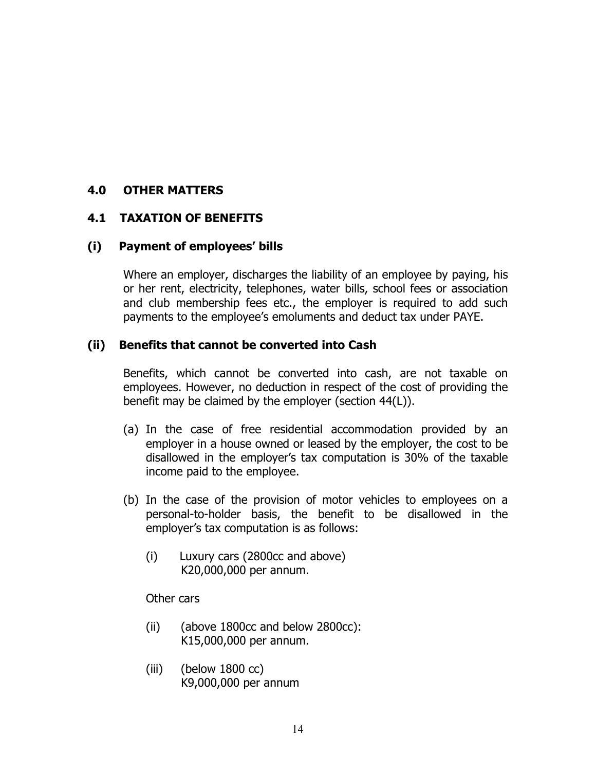## 4.0 OTHER MATTERS

### 4.1 TAXATION OF BENEFITS

#### (i) Payment of employees' bills

Where an employer, discharges the liability of an employee by paying, his or her rent, electricity, telephones, water bills, school fees or association and club membership fees etc., the employer is required to add such payments to the employee's emoluments and deduct tax under PAYE.

#### (ii) Benefits that cannot be converted into Cash

Benefits, which cannot be converted into cash, are not taxable on employees. However, no deduction in respect of the cost of providing the benefit may be claimed by the employer (section 44(L)).

(a) In the case of free residential accommodation provided by an employer in a house owned or leased by the employer, the cost to be disallowed in the employer's tax computation is 30% of the taxable income paid to the employee.

(b) In the case of the provision of motor vehicles to employees on a personal-to-holder basis, the benefit to be disallowed in the employer's tax computation is as follows:

(i) Luxury cars (2800cc and above)
K20,000,000 per annum.

Other cars

(ii) (above 1800cc and below 2800cc):
K15,000,000 per annum.

(iii) (below 1800 cc)
K9,000,000 per annum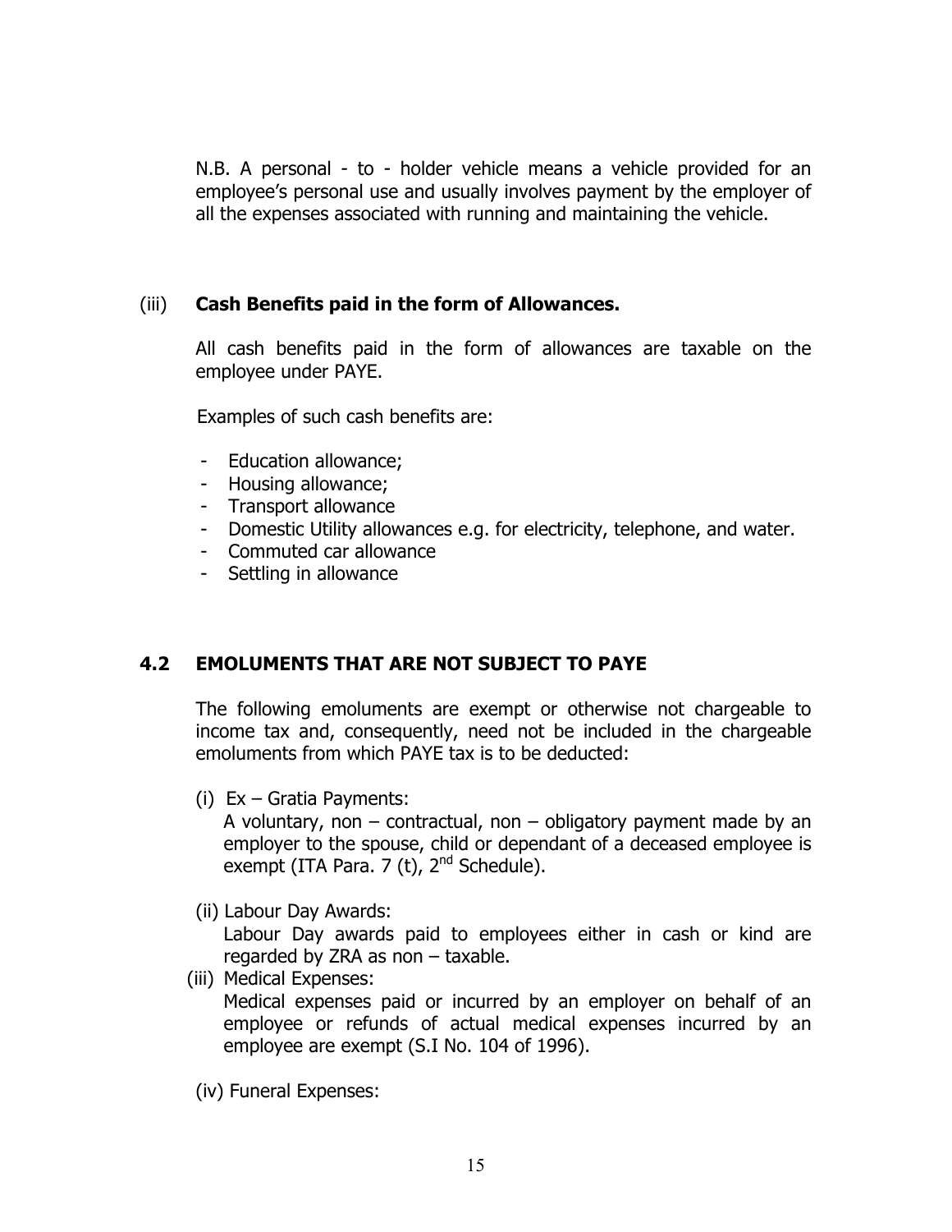N.B. A personal - to - holder vehicle means a vehicle provided for an employee's personal use and usually involves payment by the employer of all the expenses associated with running and maintaining the vehicle.

(iii) **Cash Benefits paid in the form of Allowances.**

All cash benefits paid in the form of allowances are taxable on the employee under PAYE.

Examples of such cash benefits are:

- Education allowance;
- Housing allowance;
- Transport allowance
- Domestic Utility allowances e.g. for electricity, telephone, and water.
- Commuted car allowance
- Settling in allowance

## 4.2 EMOLUMENTS THAT ARE NOT SUBJECT TO PAYE

The following emoluments are exempt or otherwise not chargeable to income tax and, consequently, need not be included in the chargeable emoluments from which PAYE tax is to be deducted:

(i) Ex – Gratia Payments:
A voluntary, non – contractual, non – obligatory payment made by an employer to the spouse, child or dependant of a deceased employee is exempt (ITA Para. 7 (t), 2nd Schedule).

(ii) Labour Day Awards:
Labour Day awards paid to employees either in cash or kind are regarded by ZRA as non – taxable.

(iii) Medical Expenses:
Medical expenses paid or incurred by an employer on behalf of an employee or refunds of actual medical expenses incurred by an employee are exempt (S.I No. 104 of 1996).

(iv) Funeral Expenses: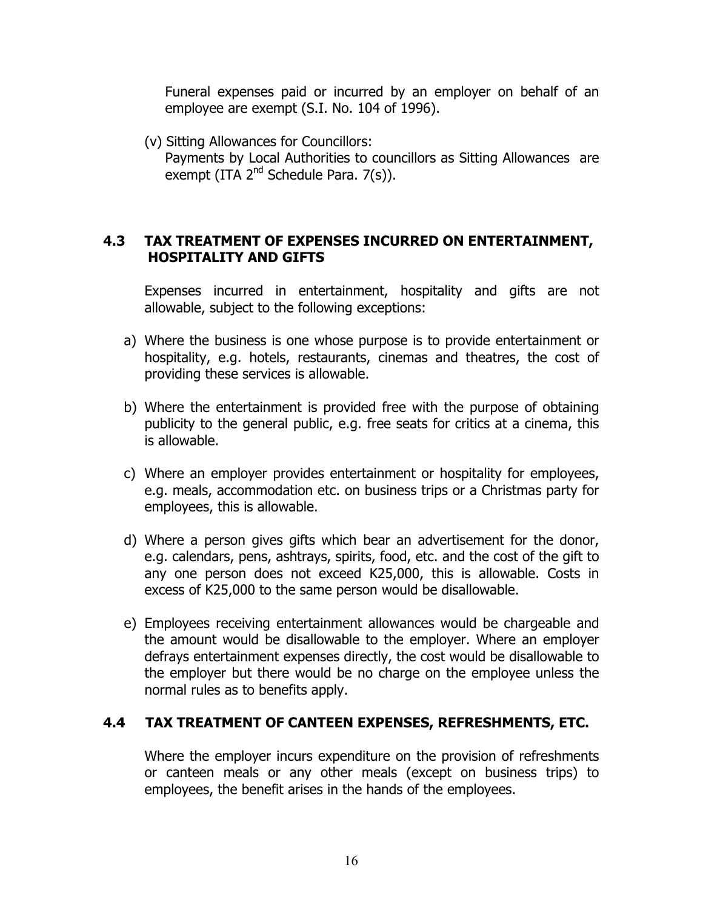Funeral expenses paid or incurred by an employer on behalf of an employee are exempt (S.I. No. 104 of 1996).

(v) Sitting Allowances for Councillors:
Payments by Local Authorities to councillors as Sitting Allowances are exempt (ITA 2nd Schedule Para. 7(s)).

## 4.3 TAX TREATMENT OF EXPENSES INCURRED ON ENTERTAINMENT, HOSPITALITY AND GIFTS

Expenses incurred in entertainment, hospitality and gifts are not allowable, subject to the following exceptions:

a) Where the business is one whose purpose is to provide entertainment or hospitality, e.g. hotels, restaurants, cinemas and theatres, the cost of providing these services is allowable.

b) Where the entertainment is provided free with the purpose of obtaining publicity to the general public, e.g. free seats for critics at a cinema, this is allowable.

c) Where an employer provides entertainment or hospitality for employees, e.g. meals, accommodation etc. on business trips or a Christmas party for employees, this is allowable.

d) Where a person gives gifts which bear an advertisement for the donor, e.g. calendars, pens, ashtrays, spirits, food, etc. and the cost of the gift to any one person does not exceed K25,000, this is allowable. Costs in excess of K25,000 to the same person would be disallowable.

e) Employees receiving entertainment allowances would be chargeable and the amount would be disallowable to the employer. Where an employer defrays entertainment expenses directly, the cost would be disallowable to the employer but there would be no charge on the employee unless the normal rules as to benefits apply.

## 4.4 TAX TREATMENT OF CANTEEN EXPENSES, REFRESHMENTS, ETC.

Where the employer incurs expenditure on the provision of refreshments or canteen meals or any other meals (except on business trips) to employees, the benefit arises in the hands of the employees.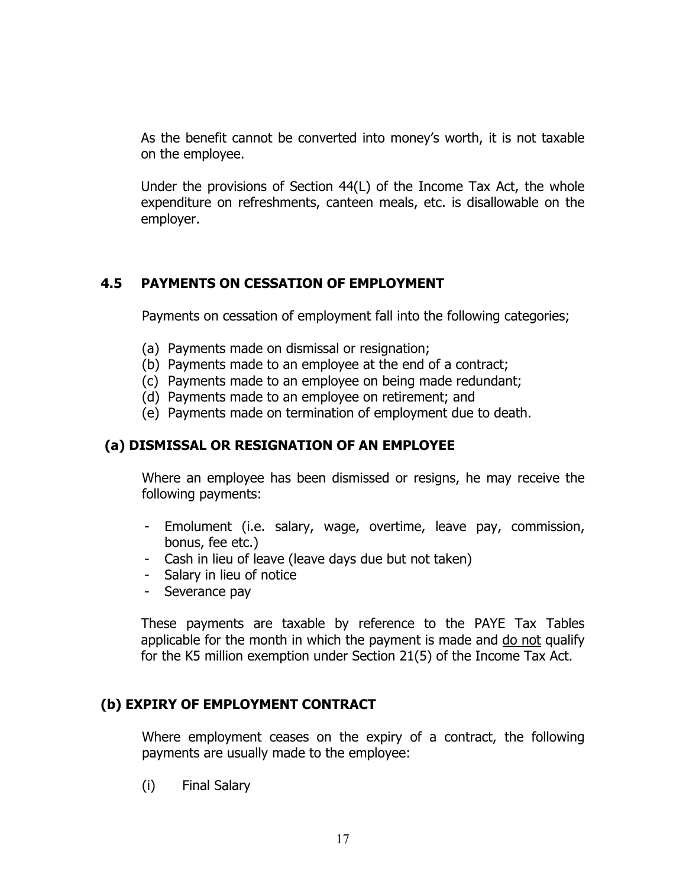As the benefit cannot be converted into money's worth, it is not taxable on the employee.

Under the provisions of Section 44(L) of the Income Tax Act, the whole expenditure on refreshments, canteen meals, etc. is disallowable on the employer.

## 4.5 PAYMENTS ON CESSATION OF EMPLOYMENT

Payments on cessation of employment fall into the following categories;

(a) Payments made on dismissal or resignation;
(b) Payments made to an employee at the end of a contract;
(c) Payments made to an employee on being made redundant;
(d) Payments made to an employee on retirement; and
(e) Payments made on termination of employment due to death.

### (a) DISMISSAL OR RESIGNATION OF AN EMPLOYEE

Where an employee has been dismissed or resigns, he may receive the following payments:

- Emolument (i.e. salary, wage, overtime, leave pay, commission, bonus, fee etc.)
- Cash in lieu of leave (leave days due but not taken)
- Salary in lieu of notice
- Severance pay

These payments are taxable by reference to the PAYE Tax Tables applicable for the month in which the payment is made and <u>do not</u> qualify for the K5 million exemption under Section 21(5) of the Income Tax Act.

### (b) EXPIRY OF EMPLOYMENT CONTRACT

Where employment ceases on the expiry of a contract, the following payments are usually made to the employee:

(i) Final Salary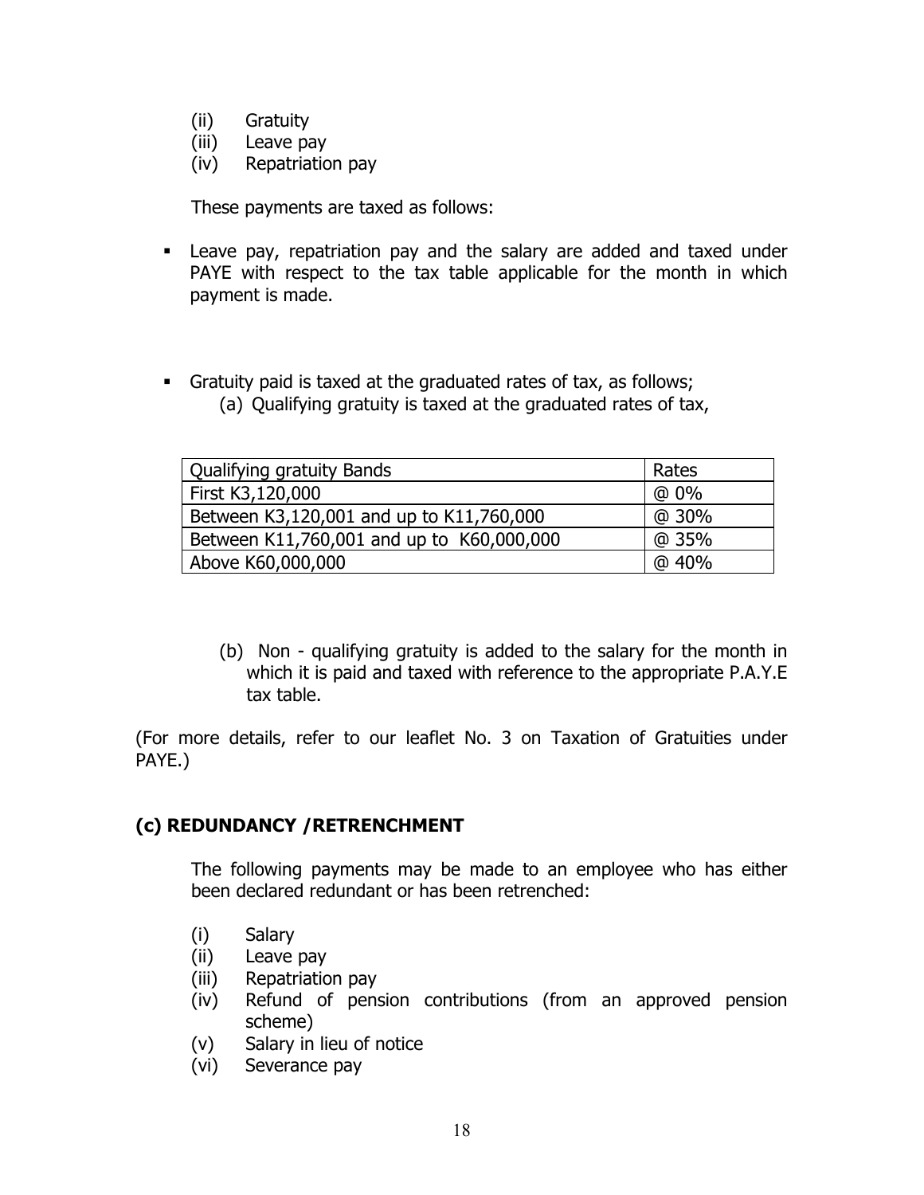(ii) Gratuity
(iii) Leave pay
(iv) Repatriation pay

These payments are taxed as follows:

- Leave pay, repatriation pay and the salary are added and taxed under PAYE with respect to the tax table applicable for the month in which payment is made.

- Gratuity paid is taxed at the graduated rates of tax, as follows;
  (a) Qualifying gratuity is taxed at the graduated rates of tax,

| Qualifying gratuity Bands | Rates |
|---|---|
| First K3,120,000 | @ 0% |
| Between K3,120,001 and up to K11,760,000 | @ 30% |
| Between K11,760,001 and up to K60,000,000 | @ 35% |
| Above K60,000,000 | @ 40% |

  (b) Non - qualifying gratuity is added to the salary for the month in which it is paid and taxed with reference to the appropriate P.A.Y.E tax table.

(For more details, refer to our leaflet No. 3 on Taxation of Gratuities under PAYE.)

### (c) REDUNDANCY /RETRENCHMENT

The following payments may be made to an employee who has either been declared redundant or has been retrenched:

(i) Salary
(ii) Leave pay
(iii) Repatriation pay
(iv) Refund of pension contributions (from an approved pension scheme)
(v) Salary in lieu of notice
(vi) Severance pay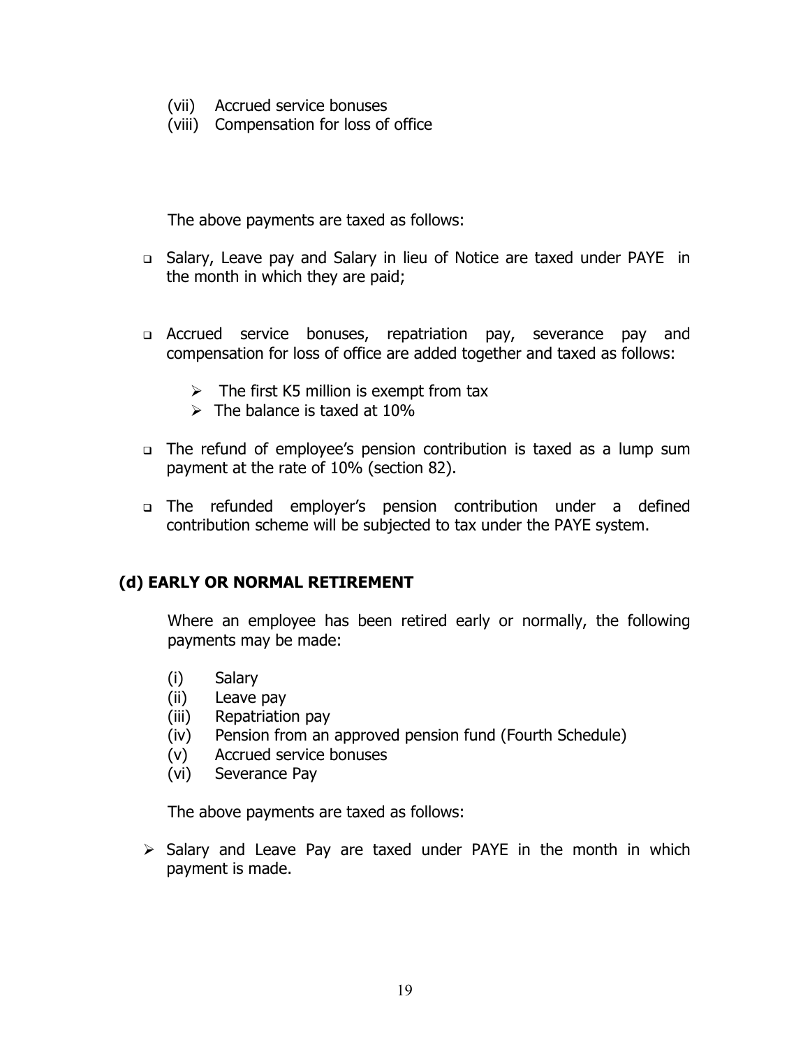(vii) Accrued service bonuses
(viii) Compensation for loss of office

The above payments are taxed as follows:

- Salary, Leave pay and Salary in lieu of Notice are taxed under PAYE in the month in which they are paid;

- Accrued service bonuses, repatriation pay, severance pay and compensation for loss of office are added together and taxed as follows:

  - The first K5 million is exempt from tax
  - The balance is taxed at 10%

- The refund of employee's pension contribution is taxed as a lump sum payment at the rate of 10% (section 82).

- The refunded employer's pension contribution under a defined contribution scheme will be subjected to tax under the PAYE system.

### (d) EARLY OR NORMAL RETIREMENT

Where an employee has been retired early or normally, the following payments may be made:

(i) Salary
(ii) Leave pay
(iii) Repatriation pay
(iv) Pension from an approved pension fund (Fourth Schedule)
(v) Accrued service bonuses
(vi) Severance Pay

The above payments are taxed as follows:

- Salary and Leave Pay are taxed under PAYE in the month in which payment is made.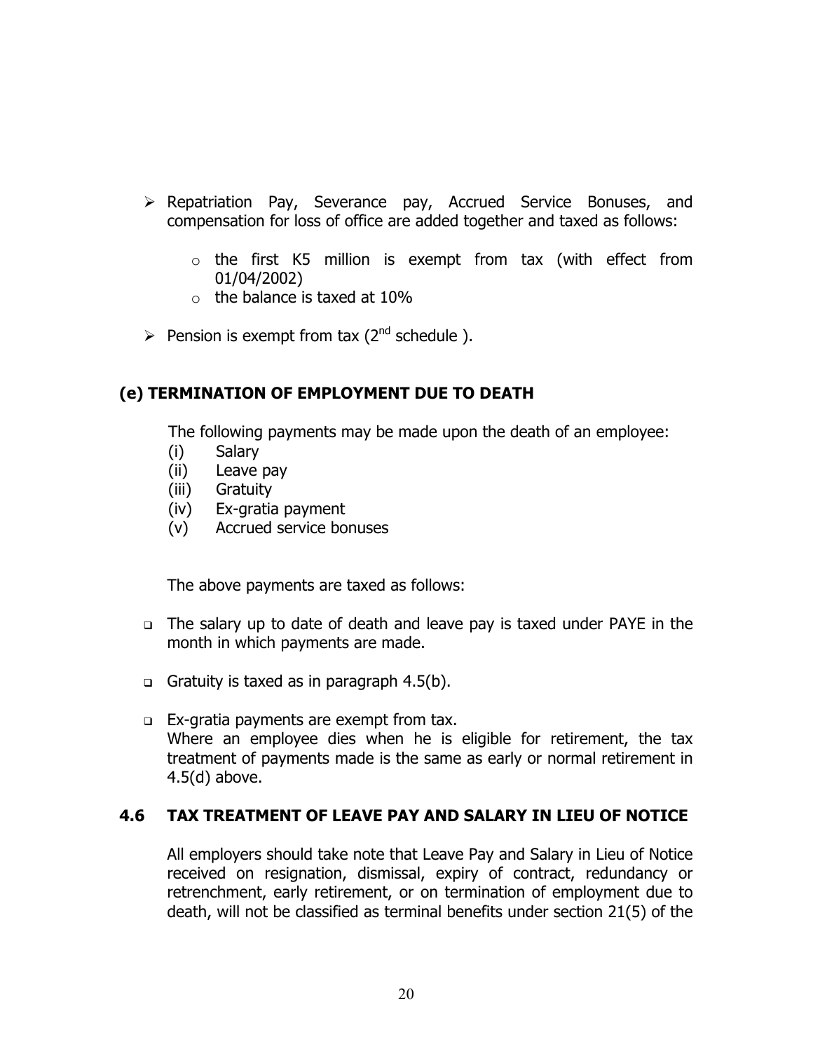- Repatriation Pay, Severance pay, Accrued Service Bonuses, and compensation for loss of office are added together and taxed as follows:
  - the first K5 million is exempt from tax (with effect from 01/04/2002)
  - the balance is taxed at 10%
- Pension is exempt from tax (2nd schedule ).

### (e) TERMINATION OF EMPLOYMENT DUE TO DEATH

The following payments may be made upon the death of an employee:

(i) Salary
(ii) Leave pay
(iii) Gratuity
(iv) Ex-gratia payment
(v) Accrued service bonuses

The above payments are taxed as follows:

- The salary up to date of death and leave pay is taxed under PAYE in the month in which payments are made.
- Gratuity is taxed as in paragraph 4.5(b).
- Ex-gratia payments are exempt from tax.
  Where an employee dies when he is eligible for retirement, the tax treatment of payments made is the same as early or normal retirement in 4.5(d) above.

## 4.6 TAX TREATMENT OF LEAVE PAY AND SALARY IN LIEU OF NOTICE

All employers should take note that Leave Pay and Salary in Lieu of Notice received on resignation, dismissal, expiry of contract, redundancy or retrenchment, early retirement, or on termination of employment due to death, will not be classified as terminal benefits under section 21(5) of the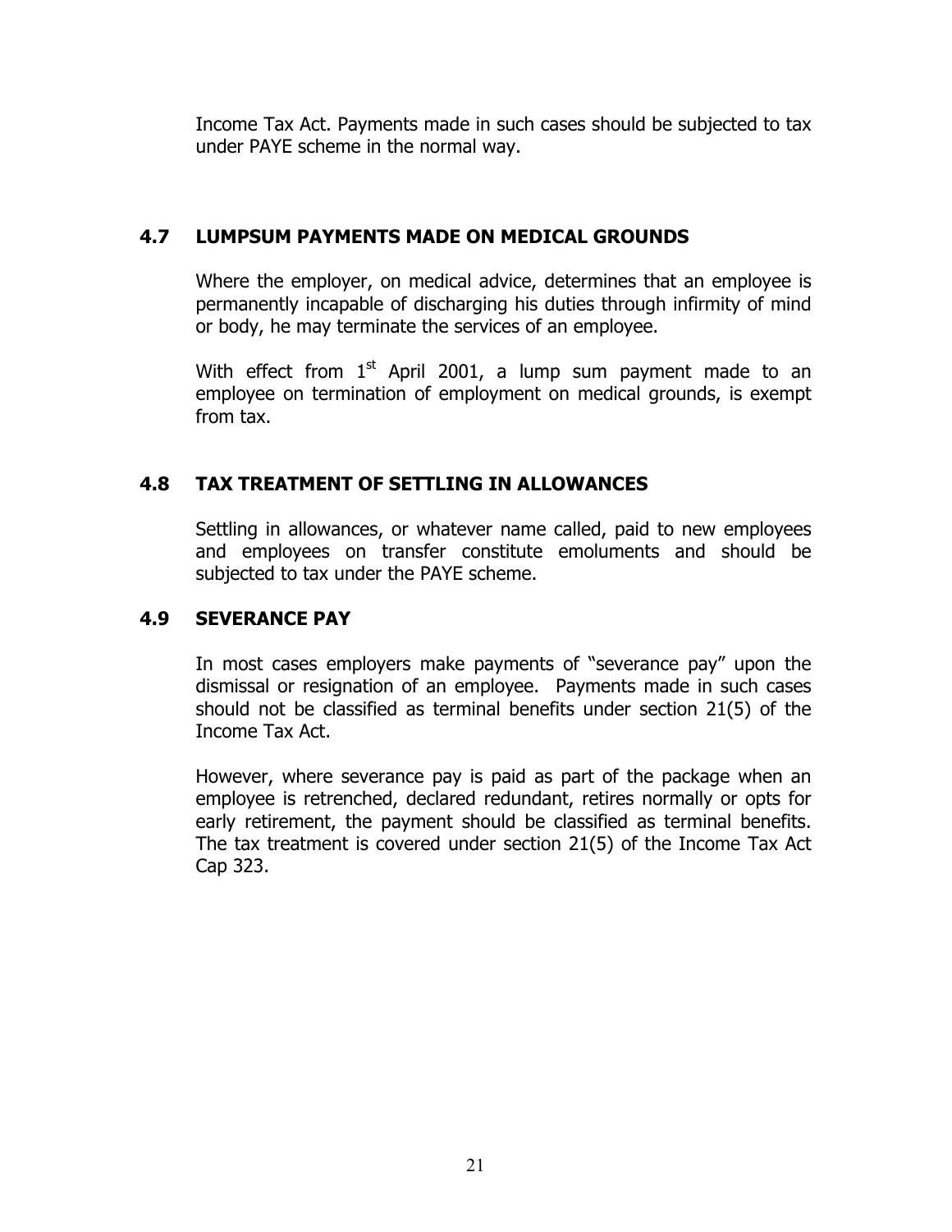Income Tax Act. Payments made in such cases should be subjected to tax under PAYE scheme in the normal way.

### 4.7 LUMPSUM PAYMENTS MADE ON MEDICAL GROUNDS

Where the employer, on medical advice, determines that an employee is permanently incapable of discharging his duties through infirmity of mind or body, he may terminate the services of an employee.

With effect from 1st April 2001, a lump sum payment made to an employee on termination of employment on medical grounds, is exempt from tax.

### 4.8 TAX TREATMENT OF SETTLING IN ALLOWANCES

Settling in allowances, or whatever name called, paid to new employees and employees on transfer constitute emoluments and should be subjected to tax under the PAYE scheme.

### 4.9 SEVERANCE PAY

In most cases employers make payments of "severance pay" upon the dismissal or resignation of an employee. Payments made in such cases should not be classified as terminal benefits under section 21(5) of the Income Tax Act.

However, where severance pay is paid as part of the package when an employee is retrenched, declared redundant, retires normally or opts for early retirement, the payment should be classified as terminal benefits. The tax treatment is covered under section 21(5) of the Income Tax Act Cap 323.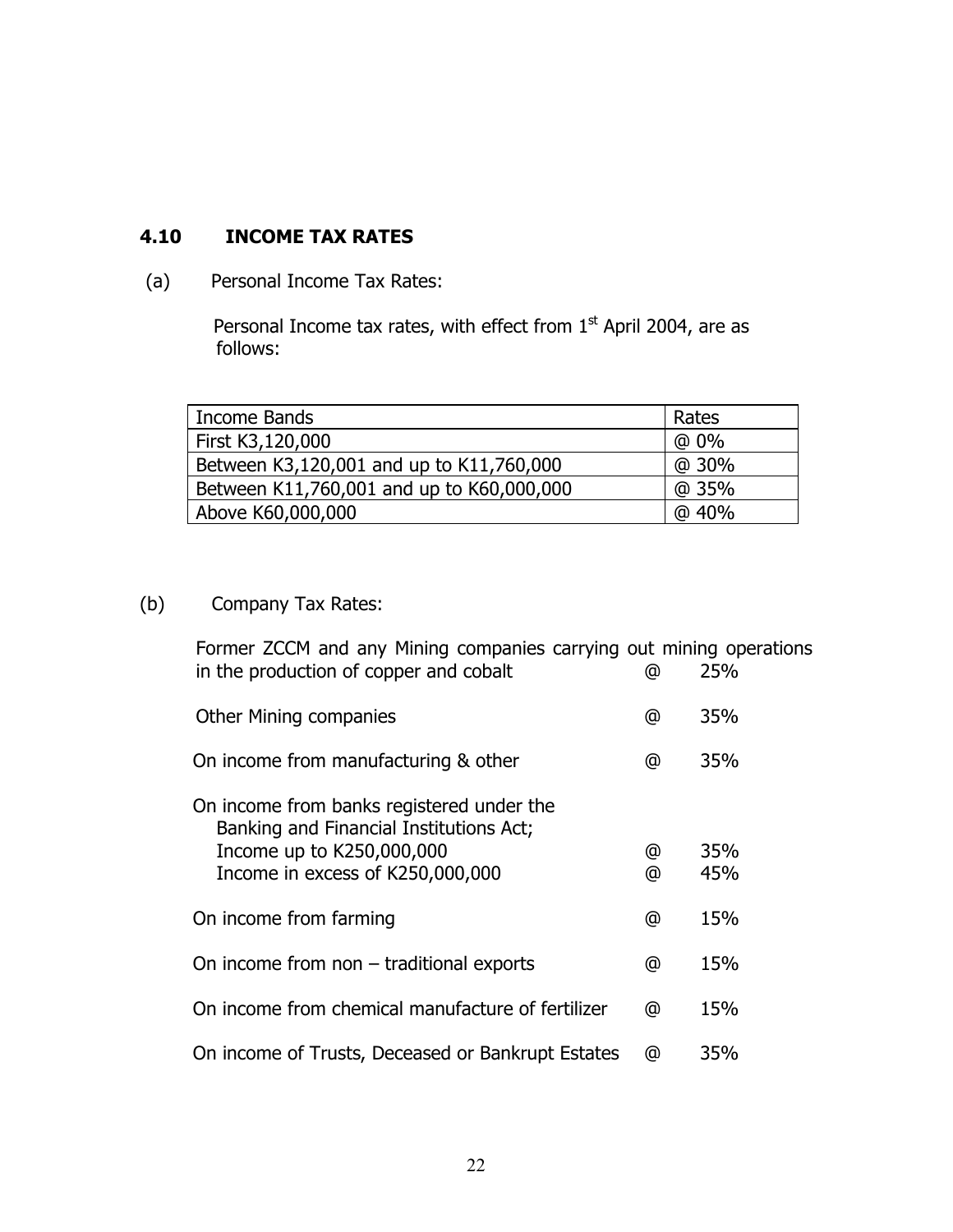## 4.10 INCOME TAX RATES

(a) Personal Income Tax Rates:

Personal Income tax rates, with effect from 1st April 2004, are as follows:

| Income Bands | Rates |
| --- | --- |
| First K3,120,000 | @ 0% |
| Between K3,120,001 and up to K11,760,000 | @ 30% |
| Between K11,760,001 and up to K60,000,000 | @ 35% |
| Above K60,000,000 | @ 40% |

(b) Company Tax Rates:

| | | |
| --- | --- | --- |
| Former ZCCM and any Mining companies carrying out mining operations in the production of copper and cobalt | @ | 25% |
| Other Mining companies | @ | 35% |
| On income from manufacturing & other | @ | 35% |
| On income from banks registered under the Banking and Financial Institutions Act; | | |
| Income up to K250,000,000 | @ | 35% |
| Income in excess of K250,000,000 | @ | 45% |
| On income from farming | @ | 15% |
| On income from non – traditional exports | @ | 15% |
| On income from chemical manufacture of fertilizer | @ | 15% |
| On income of Trusts, Deceased or Bankrupt Estates | @ | 35% |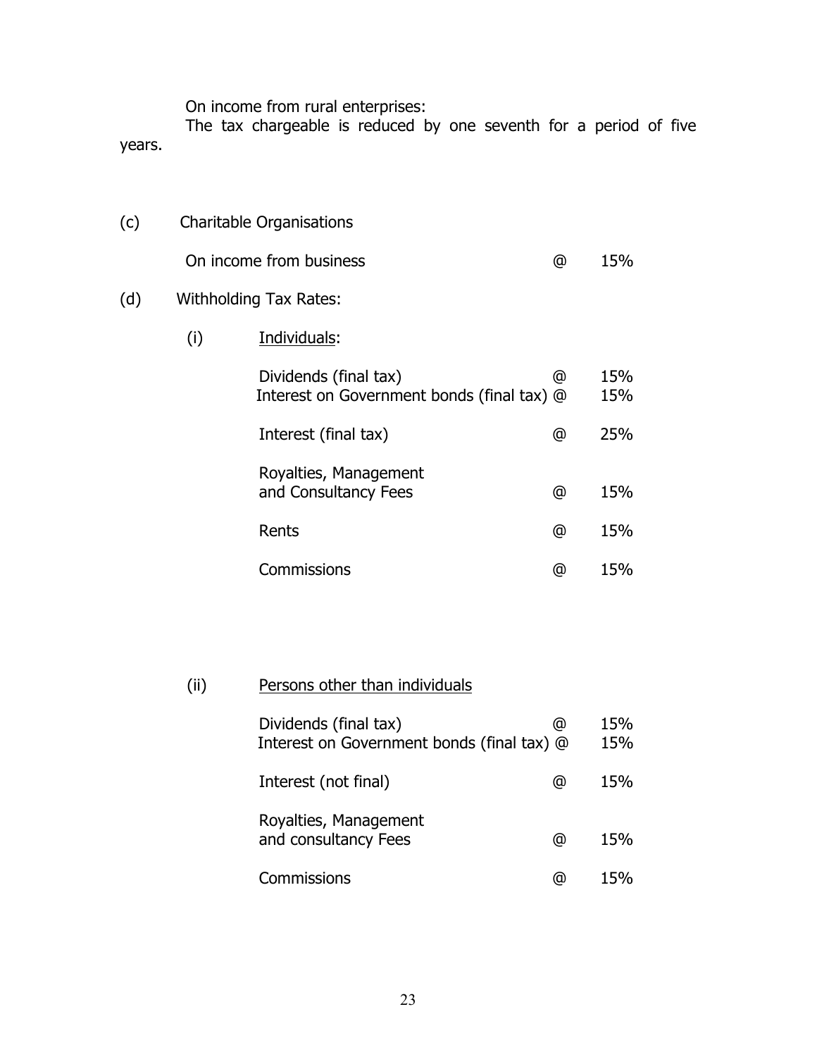On income from rural enterprises:

The tax chargeable is reduced by one seventh for a period of five years.

(c) Charitable Organisations

| | | |
|---|---|---|
| On income from business | @ | 15% |

(d) Withholding Tax Rates:

(i) Individuals:

| | | |
|---|---|---|
| Dividends (final tax) | @ | 15% |
| Interest on Government bonds (final tax) | @ | 15% |
| Interest (final tax) | @ | 25% |
| Royalties, Management and Consultancy Fees | @ | 15% |
| Rents | @ | 15% |
| Commissions | @ | 15% |

(ii) Persons other than individuals

| | | |
|---|---|---|
| Dividends (final tax) | @ | 15% |
| Interest on Government bonds (final tax) | @ | 15% |
| Interest (not final) | @ | 15% |
| Royalties, Management and consultancy Fees | @ | 15% |
| Commissions | @ | 15% |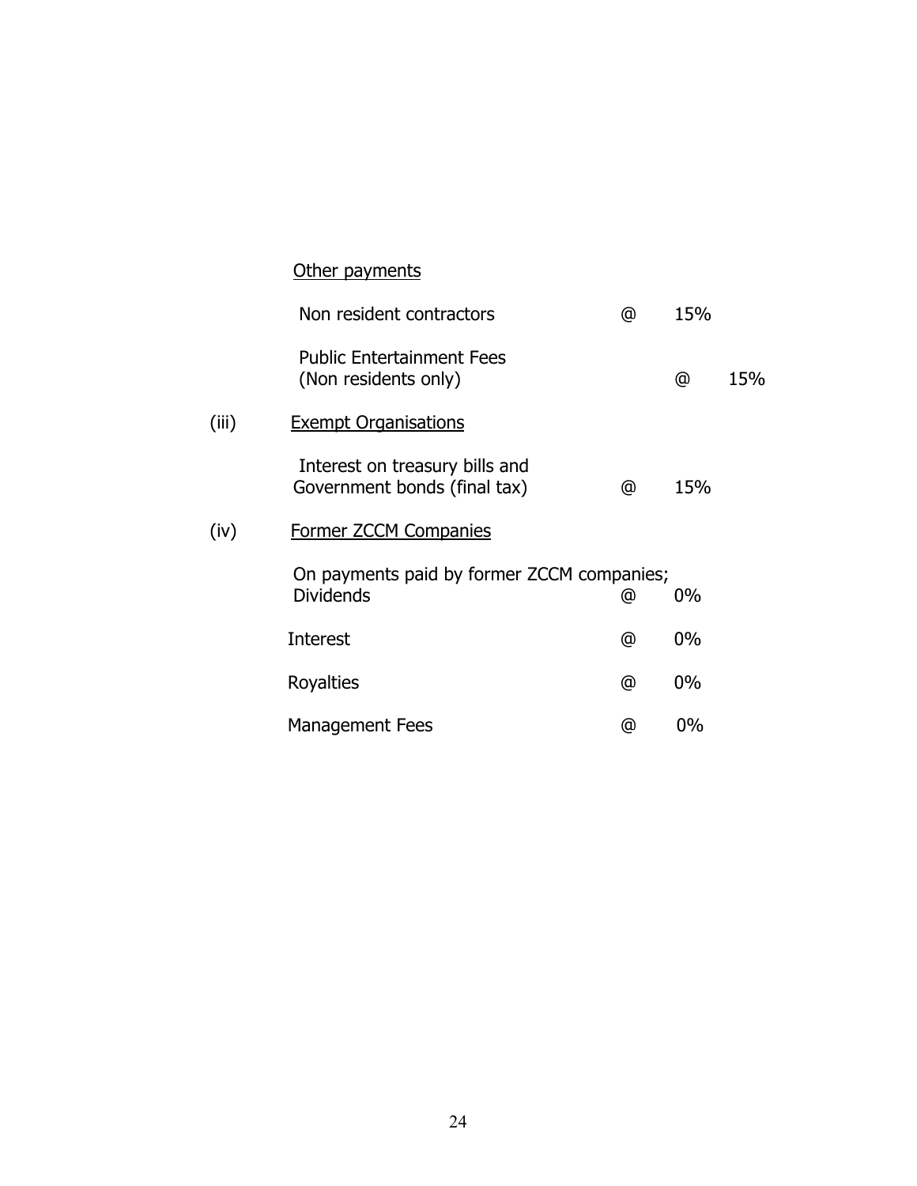Other payments

| | | |
|---|---|---|
| Non resident contractors | @ | 15% |
| Public Entertainment Fees (Non residents only) | @ | 15% |

(iii) Exempt Organisations

| | | |
|---|---|---|
| Interest on treasury bills and Government bonds (final tax) | @ | 15% |

(iv) Former ZCCM Companies

On payments paid by former ZCCM companies;

| | | |
|---|---|---|
| Dividends | @ | 0% |
| Interest | @ | 0% |
| Royalties | @ | 0% |
| Management Fees | @ | 0% |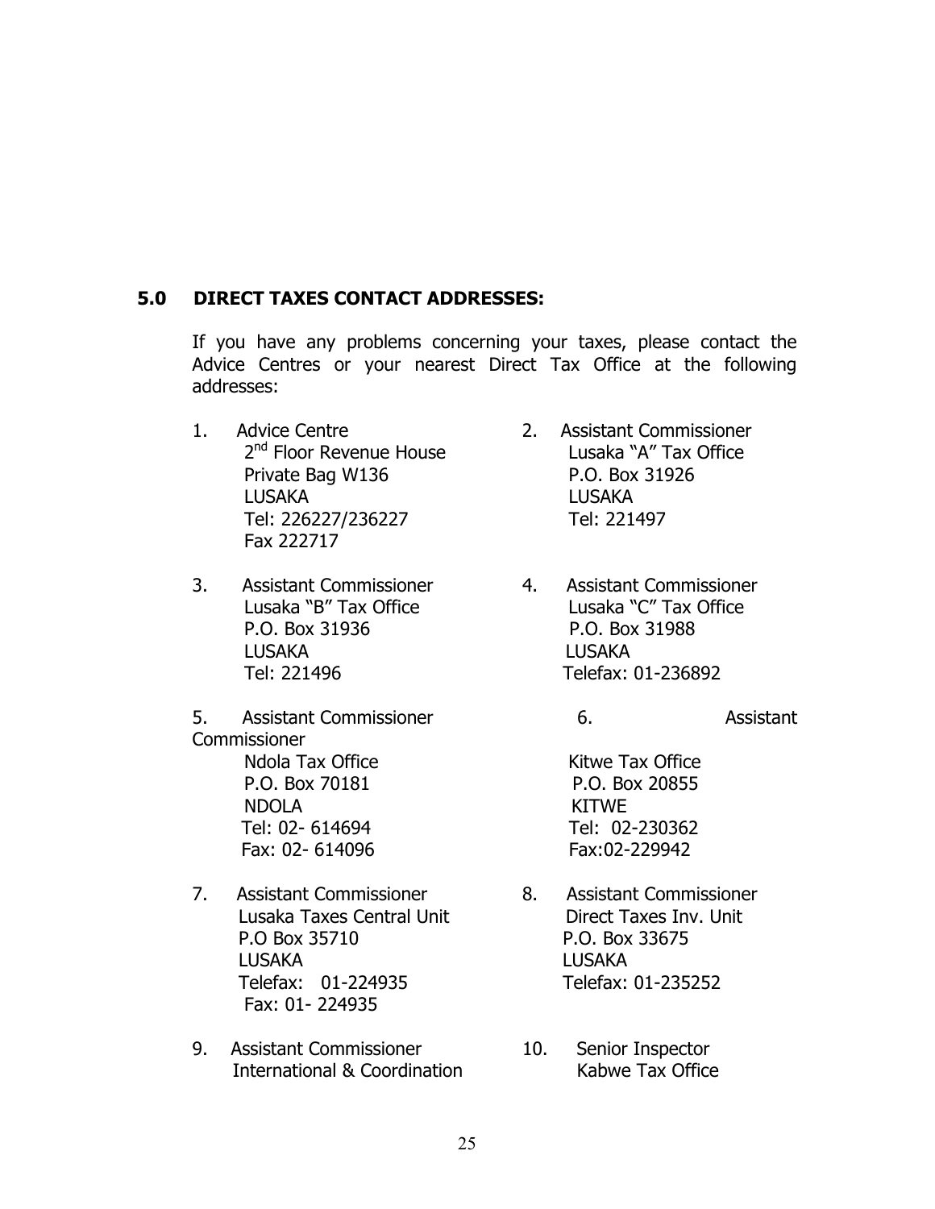## 5.0 DIRECT TAXES CONTACT ADDRESSES:

If you have any problems concerning your taxes, please contact the Advice Centres or your nearest Direct Tax Office at the following addresses:

1. Advice Centre
   2nd Floor Revenue House
   Private Bag W136
   LUSAKA
   Tel: 226227/236227
   Fax 222717

2. Assistant Commissioner
   Lusaka "A" Tax Office
   P.O. Box 31926
   LUSAKA
   Tel: 221497

3. Assistant Commissioner
   Lusaka "B" Tax Office
   P.O. Box 31936
   LUSAKA
   Tel: 221496

4. Assistant Commissioner
   Lusaka "C" Tax Office
   P.O. Box 31988
   LUSAKA
   Telefax: 01-236892

5. Assistant Commissioner
   Ndola Tax Office
   P.O. Box 70181
   NDOLA
   Tel: 02- 614694
   Fax: 02- 614096

6. Assistant Commissioner
   Kitwe Tax Office
   P.O. Box 20855
   KITWE
   Tel: 02-230362
   Fax:02-229942

7. Assistant Commissioner
   Lusaka Taxes Central Unit
   P.O Box 35710
   LUSAKA
   Telefax: 01-224935
   Fax: 01- 224935

8. Assistant Commissioner
   Direct Taxes Inv. Unit
   P.O. Box 33675
   LUSAKA
   Telefax: 01-235252

9. Assistant Commissioner
   International & Coordination

10. Senior Inspector
    Kabwe Tax Office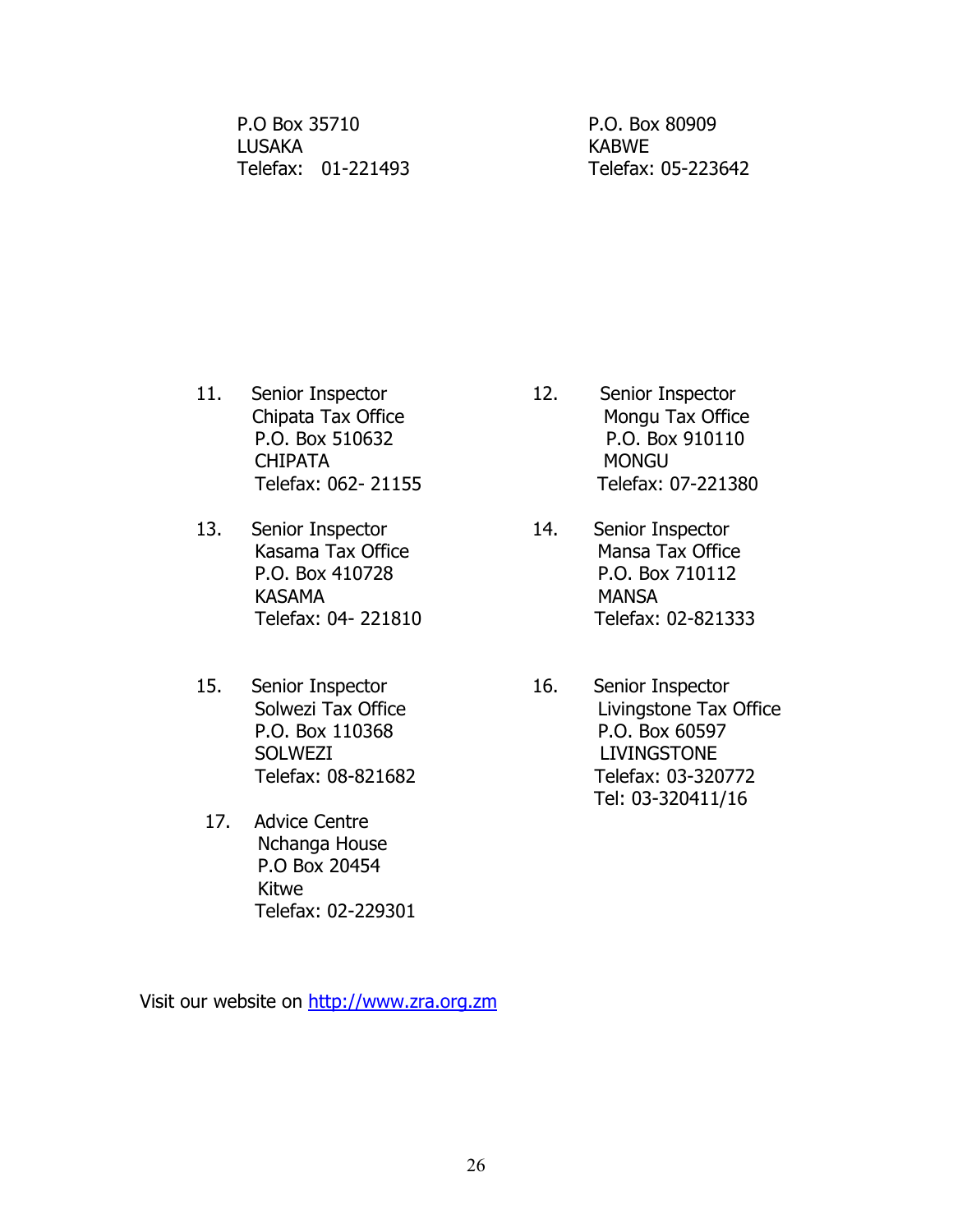P.O Box 35710
LUSAKA
Telefax: 01-221493

P.O. Box 80909
KABWE
Telefax: 05-223642

11. Senior Inspector
Chipata Tax Office
P.O. Box 510632
CHIPATA
Telefax: 062- 21155

12. Senior Inspector
Mongu Tax Office
P.O. Box 910110
MONGU
Telefax: 07-221380

13. Senior Inspector
Kasama Tax Office
P.O. Box 410728
KASAMA
Telefax: 04- 221810

14. Senior Inspector
Mansa Tax Office
P.O. Box 710112
MANSA
Telefax: 02-821333

15. Senior Inspector
Solwezi Tax Office
P.O. Box 110368
SOLWEZI
Telefax: 08-821682

16. Senior Inspector
Livingstone Tax Office
P.O. Box 60597
LIVINGSTONE
Telefax: 03-320772
Tel: 03-320411/16

17. Advice Centre
Nchanga House
P.O Box 20454
Kitwe
Telefax: 02-229301

Visit our website on http://www.zra.org.zm